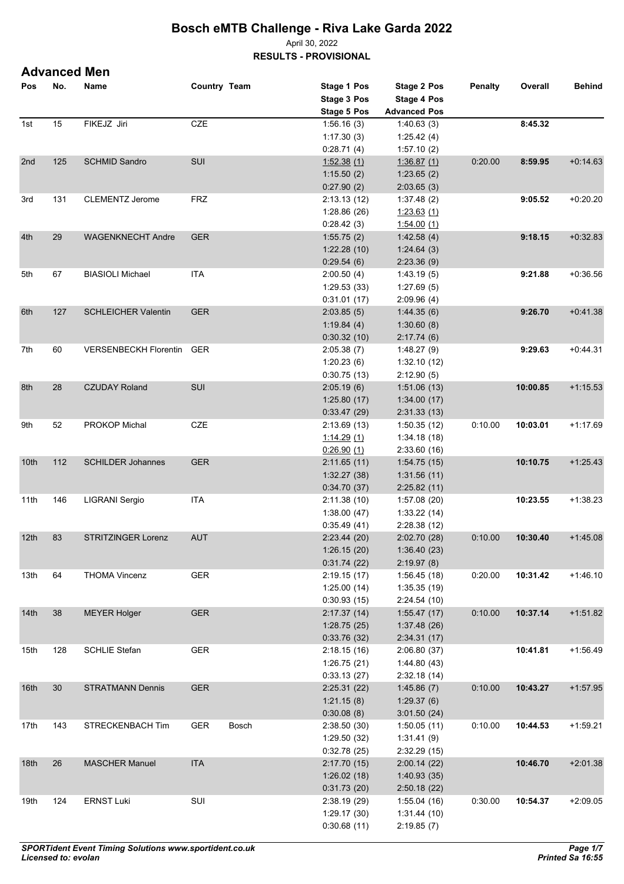# Bosch eMTB Challenge - Riva Lake Garda 2022

April 30, 2022

**RESULTS - PROVISIONAL**

## Advanced Men

| Pos | No. | Name | Country | Team | Stage 1 Pos / Stage 3 Pos / Stage 5 Pos | Stage 2 Pos / Stage 4 Pos / Advanced Pos | Penalty | Overall | Behind |
|---|---|---|---|---|---|---|---|---|---|
| 1st | 15 | FIKEJZ Jiri | CZE | | 1:56.16 (3)<br>1:17.30 (3)<br>0:28.71 (4) | 1:40.63 (3)<br>1:25.42 (4)<br>1:57.10 (2) | | **8:45.32** | |
| 2nd | 125 | SCHMID Sandro | SUI | | 1:52.38 (1)<br>1:15.50 (2)<br>0:27.90 (2) | 1:36.87 (1)<br>1:23.65 (2)<br>2:03.65 (3) | 0:20.00 | **8:59.95** | +0:14.63 |
| 3rd | 131 | CLEMENTZ Jerome | FRZ | | 2:13.13 (12)<br>1:28.86 (26)<br>0:28.42 (3) | 1:37.48 (2)<br>1:23.63 (1)<br>1:54.00 (1) | | **9:05.52** | +0:20.20 |
| 4th | 29 | WAGENKNECHT Andre | GER | | 1:55.75 (2)<br>1:22.28 (10)<br>0:29.54 (6) | 1:42.58 (4)<br>1:24.64 (3)<br>2:23.36 (9) | | **9:18.15** | +0:32.83 |
| 5th | 67 | BIASIOLI Michael | ITA | | 2:00.50 (4)<br>1:29.53 (33)<br>0:31.01 (17) | 1:43.19 (5)<br>1:27.69 (5)<br>2:09.96 (4) | | **9:21.88** | +0:36.56 |
| 6th | 127 | SCHLEICHER Valentin | GER | | 2:03.85 (5)<br>1:19.84 (4)<br>0:30.32 (10) | 1:44.35 (6)<br>1:30.60 (8)<br>2:17.74 (6) | | **9:26.70** | +0:41.38 |
| 7th | 60 | VERSENBECKH Florentin | GER | | 2:05.38 (7)<br>1:20.23 (6)<br>0:30.75 (13) | 1:48.27 (9)<br>1:32.10 (12)<br>2:12.90 (5) | | **9:29.63** | +0:44.31 |
| 8th | 28 | CZUDAY Roland | SUI | | 2:05.19 (6)<br>1:25.80 (17)<br>0:33.47 (29) | 1:51.06 (13)<br>1:34.00 (17)<br>2:31.33 (13) | | **10:00.85** | +1:15.53 |
| 9th | 52 | PROKOP Michal | CZE | | 2:13.69 (13)<br>1:14.29 (1)<br>0:26.90 (1) | 1:50.35 (12)<br>1:34.18 (18)<br>2:33.60 (16) | 0:10.00 | **10:03.01** | +1:17.69 |
| 10th | 112 | SCHILDER Johannes | GER | | 2:11.65 (11)<br>1:32.27 (38)<br>0:34.70 (37) | 1:54.75 (15)<br>1:31.56 (11)<br>2:25.82 (11) | | **10:10.75** | +1:25.43 |
| 11th | 146 | LIGRANI Sergio | ITA | | 2:11.38 (10)<br>1:38.00 (47)<br>0:35.49 (41) | 1:57.08 (20)<br>1:33.22 (14)<br>2:28.38 (12) | | **10:23.55** | +1:38.23 |
| 12th | 83 | STRITZINGER Lorenz | AUT | | 2:23.44 (20)<br>1:26.15 (20)<br>0:31.74 (22) | 2:02.70 (28)<br>1:36.40 (23)<br>2:19.97 (8) | 0:10.00 | **10:30.40** | +1:45.08 |
| 13th | 64 | THOMA Vincenz | GER | | 2:19.15 (17)<br>1:25.00 (14)<br>0:30.93 (15) | 1:56.45 (18)<br>1:35.35 (19)<br>2:24.54 (10) | 0:20.00 | **10:31.42** | +1:46.10 |
| 14th | 38 | MEYER Holger | GER | | 2:17.37 (14)<br>1:28.75 (25)<br>0:33.76 (32) | 1:55.47 (17)<br>1:37.48 (26)<br>2:34.31 (17) | 0:10.00 | **10:37.14** | +1:51.82 |
| 15th | 128 | SCHLIE Stefan | GER | | 2:18.15 (16)<br>1:26.75 (21)<br>0:33.13 (27) | 2:06.80 (37)<br>1:44.80 (43)<br>2:32.18 (14) | | **10:41.81** | +1:56.49 |
| 16th | 30 | STRATMANN Dennis | GER | | 2:25.31 (22)<br>1:21.15 (8)<br>0:30.08 (8) | 1:45.86 (7)<br>1:29.37 (6)<br>3:01.50 (24) | 0:10.00 | **10:43.27** | +1:57.95 |
| 17th | 143 | STRECKENBACH Tim | GER | Bosch | 2:38.50 (30)<br>1:29.50 (32)<br>0:32.78 (25) | 1:50.05 (11)<br>1:31.41 (9)<br>2:32.29 (15) | 0:10.00 | **10:44.53** | +1:59.21 |
| 18th | 26 | MASCHER Manuel | ITA | | 2:17.70 (15)<br>1:26.02 (18)<br>0:31.73 (20) | 2:00.14 (22)<br>1:40.93 (35)<br>2:50.18 (22) | | **10:46.70** | +2:01.38 |
| 19th | 124 | ERNST Luki | SUI | | 2:38.19 (29)<br>1:29.17 (30)<br>0:30.68 (11) | 1:55.04 (16)<br>1:31.44 (10)<br>2:19.85 (7) | 0:30.00 | **10:54.37** | +2:09.05 |

*SPORTident Event Timing Solutions www.sportident.co.uk*
*Licensed to: evolan*

*Printed Sa 16:55*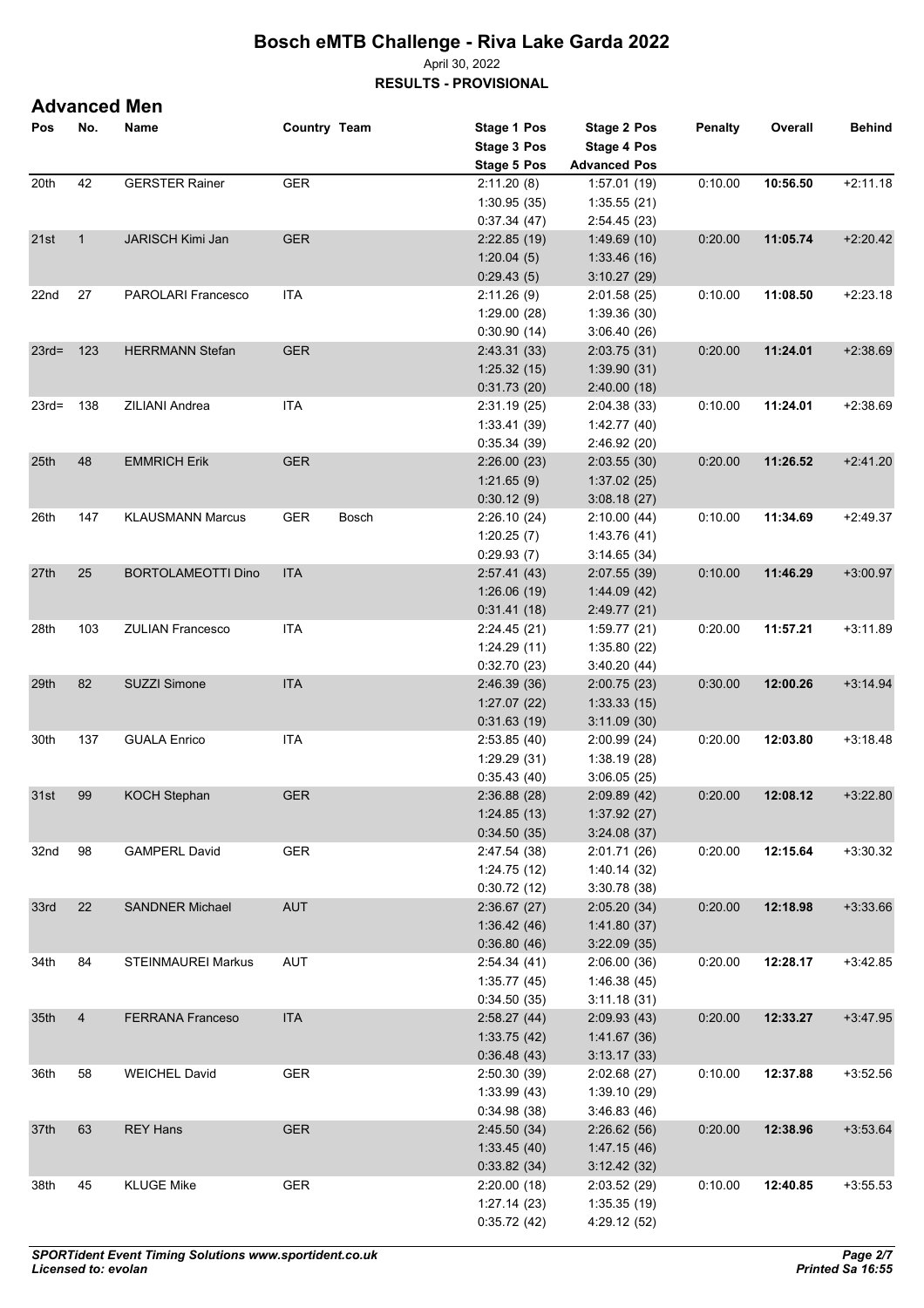# Bosch eMTB Challenge - Riva Lake Garda 2022

April 30, 2022

**RESULTS - PROVISIONAL**

## Advanced Men

| Pos | No. | Name | Country | Team | Stage 1 Pos / Stage 3 Pos / Stage 5 Pos | Stage 2 Pos / Stage 4 Pos / Advanced Pos | Penalty | Overall | Behind |
|---|---|---|---|---|---|---|---|---|---|
| 20th | 42 | GERSTER Rainer | GER | | 2:11.20 (8) / 1:30.95 (35) / 0:37.34 (47) | 1:57.01 (19) / 1:35.55 (21) / 2:54.45 (23) | 0:10.00 | **10:56.50** | +2:11.18 |
| 21st | 1 | JARISCH Kimi Jan | GER | | 2:22.85 (19) / 1:20.04 (5) / 0:29.43 (5) | 1:49.69 (10) / 1:33.46 (16) / 3:10.27 (29) | 0:20.00 | **11:05.74** | +2:20.42 |
| 22nd | 27 | PAROLARI Francesco | ITA | | 2:11.26 (9) / 1:29.00 (28) / 0:30.90 (14) | 2:01.58 (25) / 1:39.36 (30) / 3:06.40 (26) | 0:10.00 | **11:08.50** | +2:23.18 |
| 23rd= | 123 | HERRMANN Stefan | GER | | 2:43.31 (33) / 1:25.32 (15) / 0:31.73 (20) | 2:03.75 (31) / 1:39.90 (31) / 2:40.00 (18) | 0:20.00 | **11:24.01** | +2:38.69 |
| 23rd= | 138 | ZILIANI Andrea | ITA | | 2:31.19 (25) / 1:33.41 (39) / 0:35.34 (39) | 2:04.38 (33) / 1:42.77 (40) / 2:46.92 (20) | 0:10.00 | **11:24.01** | +2:38.69 |
| 25th | 48 | EMMRICH Erik | GER | | 2:26.00 (23) / 1:21.65 (9) / 0:30.12 (9) | 2:03.55 (30) / 1:37.02 (25) / 3:08.18 (27) | 0:20.00 | **11:26.52** | +2:41.20 |
| 26th | 147 | KLAUSMANN Marcus | GER | Bosch | 2:26.10 (24) / 1:20.25 (7) / 0:29.93 (7) | 2:10.00 (44) / 1:43.76 (41) / 3:14.65 (34) | 0:10.00 | **11:34.69** | +2:49.37 |
| 27th | 25 | BORTOLAMEOTTI Dino | ITA | | 2:57.41 (43) / 1:26.06 (19) / 0:31.41 (18) | 2:07.55 (39) / 1:44.09 (42) / 2:49.77 (21) | 0:10.00 | **11:46.29** | +3:00.97 |
| 28th | 103 | ZULIAN Francesco | ITA | | 2:24.45 (21) / 1:24.29 (11) / 0:32.70 (23) | 1:59.77 (21) / 1:35.80 (22) / 3:40.20 (44) | 0:20.00 | **11:57.21** | +3:11.89 |
| 29th | 82 | SUZZI Simone | ITA | | 2:46.39 (36) / 1:27.07 (22) / 0:31.63 (19) | 2:00.75 (23) / 1:33.33 (15) / 3:11.09 (30) | 0:30.00 | **12:00.26** | +3:14.94 |
| 30th | 137 | GUALA Enrico | ITA | | 2:53.85 (40) / 1:29.29 (31) / 0:35.43 (40) | 2:00.99 (24) / 1:38.19 (28) / 3:06.05 (25) | 0:20.00 | **12:03.80** | +3:18.48 |
| 31st | 99 | KOCH Stephan | GER | | 2:36.88 (28) / 1:24.85 (13) / 0:34.50 (35) | 2:09.89 (42) / 1:37.92 (27) / 3:24.08 (37) | 0:20.00 | **12:08.12** | +3:22.80 |
| 32nd | 98 | GAMPERL David | GER | | 2:47.54 (38) / 1:24.75 (12) / 0:30.72 (12) | 2:01.71 (26) / 1:40.14 (32) / 3:30.78 (38) | 0:20.00 | **12:15.64** | +3:30.32 |
| 33rd | 22 | SANDNER Michael | AUT | | 2:36.67 (27) / 1:36.42 (46) / 0:36.80 (46) | 2:05.20 (34) / 1:41.80 (37) / 3:22.09 (35) | 0:20.00 | **12:18.98** | +3:33.66 |
| 34th | 84 | STEINMAUREI Markus | AUT | | 2:54.34 (41) / 1:35.77 (45) / 0:34.50 (35) | 2:06.00 (36) / 1:46.38 (45) / 3:11.18 (31) | 0:20.00 | **12:28.17** | +3:42.85 |
| 35th | 4 | FERRANA Franceso | ITA | | 2:58.27 (44) / 1:33.75 (42) / 0:36.48 (43) | 2:09.93 (43) / 1:41.67 (36) / 3:13.17 (33) | 0:20.00 | **12:33.27** | +3:47.95 |
| 36th | 58 | WEICHEL David | GER | | 2:50.30 (39) / 1:33.99 (43) / 0:34.98 (38) | 2:02.68 (27) / 1:39.10 (29) / 3:46.83 (46) | 0:10.00 | **12:37.88** | +3:52.56 |
| 37th | 63 | REY Hans | GER | | 2:45.50 (34) / 1:33.45 (40) / 0:33.82 (34) | 2:26.62 (56) / 1:47.15 (46) / 3:12.42 (32) | 0:20.00 | **12:38.96** | +3:53.64 |
| 38th | 45 | KLUGE Mike | GER | | 2:20.00 (18) / 1:27.14 (23) / 0:35.72 (42) | 2:03.52 (29) / 1:35.35 (19) / 4:29.12 (52) | 0:10.00 | **12:40.85** | +3:55.53 |

***SPORTident Event Timing Solutions www.sportident.co.uk***
***Licensed to: evolan***

***Printed Sa 16:55***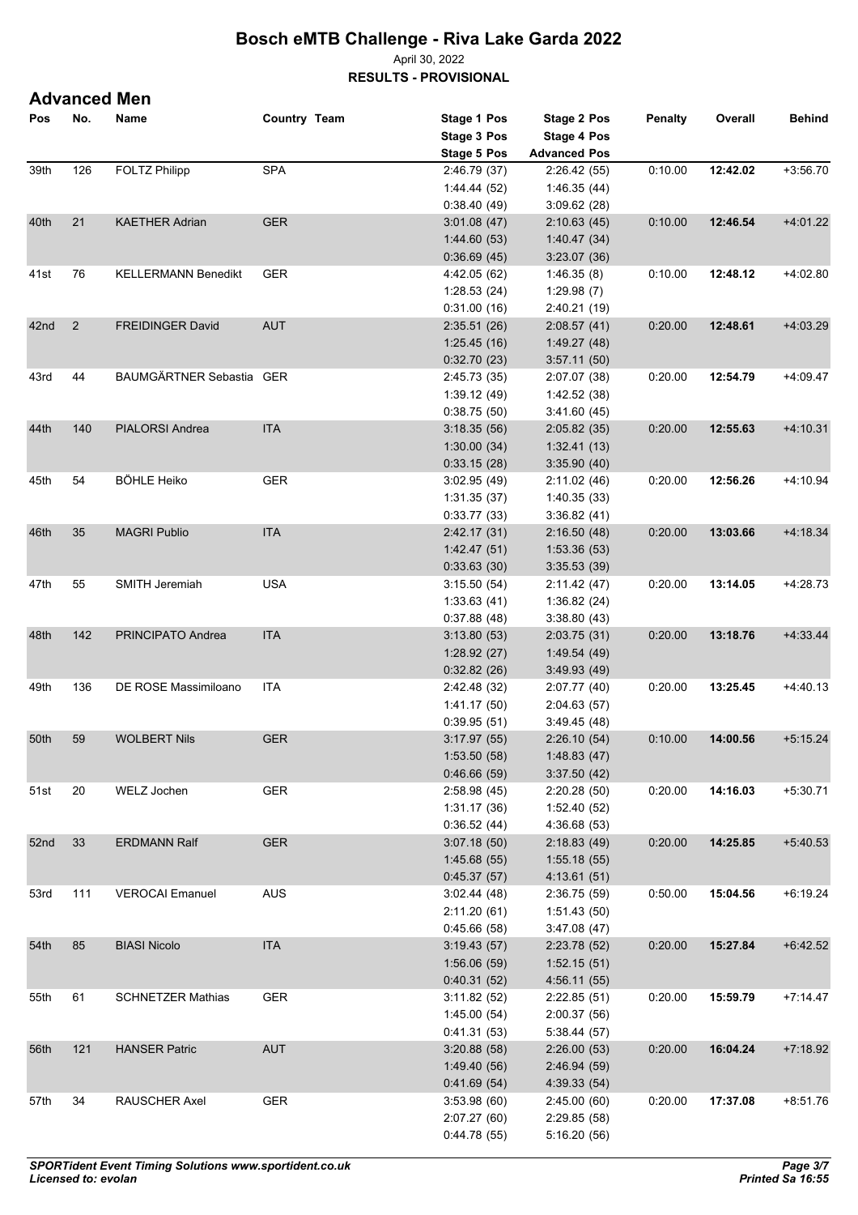# Bosch eMTB Challenge - Riva Lake Garda 2022

April 30, 2022

**RESULTS - PROVISIONAL**

## Advanced Men

| Pos | No. | Name | Country | Team | Stage 1 Pos / Stage 3 Pos / Stage 5 Pos | Stage 2 Pos / Stage 4 Pos / Advanced Pos | Penalty | Overall | Behind |
|---|---|---|---|---|---|---|---|---|---|
| 39th | 126 | FOLTZ Philipp | SPA | | 2:46.79 (37)<br>1:44.44 (52)<br>0:38.40 (49) | 2:26.42 (55)<br>1:46.35 (44)<br>3:09.62 (28) | 0:10.00 | **12:42.02** | +3:56.70 |
| 40th | 21 | KAETHER Adrian | GER | | 3:01.08 (47)<br>1:44.60 (53)<br>0:36.69 (45) | 2:10.63 (45)<br>1:40.47 (34)<br>3:23.07 (36) | 0:10.00 | **12:46.54** | +4:01.22 |
| 41st | 76 | KELLERMANN Benedikt | GER | | 4:42.05 (62)<br>1:28.53 (24)<br>0:31.00 (16) | 1:46.35 (8)<br>1:29.98 (7)<br>2:40.21 (19) | 0:10.00 | **12:48.12** | +4:02.80 |
| 42nd | 2 | FREIDINGER David | AUT | | 2:35.51 (26)<br>1:25.45 (16)<br>0:32.70 (23) | 2:08.57 (41)<br>1:49.27 (48)<br>3:57.11 (50) | 0:20.00 | **12:48.61** | +4:03.29 |
| 43rd | 44 | BAUMGÄRTNER Sebastia | GER | | 2:45.73 (35)<br>1:39.12 (49)<br>0:38.75 (50) | 2:07.07 (38)<br>1:42.52 (38)<br>3:41.60 (45) | 0:20.00 | **12:54.79** | +4:09.47 |
| 44th | 140 | PIALORSI Andrea | ITA | | 3:18.35 (56)<br>1:30.00 (34)<br>0:33.15 (28) | 2:05.82 (35)<br>1:32.41 (13)<br>3:35.90 (40) | 0:20.00 | **12:55.63** | +4:10.31 |
| 45th | 54 | BÖHLE Heiko | GER | | 3:02.95 (49)<br>1:31.35 (37)<br>0:33.77 (33) | 2:11.02 (46)<br>1:40.35 (33)<br>3:36.82 (41) | 0:20.00 | **12:56.26** | +4:10.94 |
| 46th | 35 | MAGRI Publio | ITA | | 2:42.17 (31)<br>1:42.47 (51)<br>0:33.63 (30) | 2:16.50 (48)<br>1:53.36 (53)<br>3:35.53 (39) | 0:20.00 | **13:03.66** | +4:18.34 |
| 47th | 55 | SMITH Jeremiah | USA | | 3:15.50 (54)<br>1:33.63 (41)<br>0:37.88 (48) | 2:11.42 (47)<br>1:36.82 (24)<br>3:38.80 (43) | 0:20.00 | **13:14.05** | +4:28.73 |
| 48th | 142 | PRINCIPATO Andrea | ITA | | 3:13.80 (53)<br>1:28.92 (27)<br>0:32.82 (26) | 2:03.75 (31)<br>1:49.54 (49)<br>3:49.93 (49) | 0:20.00 | **13:18.76** | +4:33.44 |
| 49th | 136 | DE ROSE Massimiloano | ITA | | 2:42.48 (32)<br>1:41.17 (50)<br>0:39.95 (51) | 2:07.77 (40)<br>2:04.63 (57)<br>3:49.45 (48) | 0:20.00 | **13:25.45** | +4:40.13 |
| 50th | 59 | WOLBERT Nils | GER | | 3:17.97 (55)<br>1:53.50 (58)<br>0:46.66 (59) | 2:26.10 (54)<br>1:48.83 (47)<br>3:37.50 (42) | 0:10.00 | **14:00.56** | +5:15.24 |
| 51st | 20 | WELZ Jochen | GER | | 2:58.98 (45)<br>1:31.17 (36)<br>0:36.52 (44) | 2:20.28 (50)<br>1:52.40 (52)<br>4:36.68 (53) | 0:20.00 | **14:16.03** | +5:30.71 |
| 52nd | 33 | ERDMANN Ralf | GER | | 3:07.18 (50)<br>1:45.68 (55)<br>0:45.37 (57) | 2:18.83 (49)<br>1:55.18 (55)<br>4:13.61 (51) | 0:20.00 | **14:25.85** | +5:40.53 |
| 53rd | 111 | VEROCAI Emanuel | AUS | | 3:02.44 (48)<br>2:11.20 (61)<br>0:45.66 (58) | 2:36.75 (59)<br>1:51.43 (50)<br>3:47.08 (47) | 0:50.00 | **15:04.56** | +6:19.24 |
| 54th | 85 | BIASI Nicolo | ITA | | 3:19.43 (57)<br>1:56.06 (59)<br>0:40.31 (52) | 2:23.78 (52)<br>1:52.15 (51)<br>4:56.11 (55) | 0:20.00 | **15:27.84** | +6:42.52 |
| 55th | 61 | SCHNETZER Mathias | GER | | 3:11.82 (52)<br>1:45.00 (54)<br>0:41.31 (53) | 2:22.85 (51)<br>2:00.37 (56)<br>5:38.44 (57) | 0:20.00 | **15:59.79** | +7:14.47 |
| 56th | 121 | HANSER Patric | AUT | | 3:20.88 (58)<br>1:49.40 (56)<br>0:41.69 (54) | 2:26.00 (53)<br>2:46.94 (59)<br>4:39.33 (54) | 0:20.00 | **16:04.24** | +7:18.92 |
| 57th | 34 | RAUSCHER Axel | GER | | 3:53.98 (60)<br>2:07.27 (60)<br>0:44.78 (55) | 2:45.00 (60)<br>2:29.85 (58)<br>5:16.20 (56) | 0:20.00 | **17:37.08** | +8:51.76 |

***SPORTident Event Timing Solutions www.sportident.co.uk***
***Licensed to: evolan***

***Printed Sa 16:55***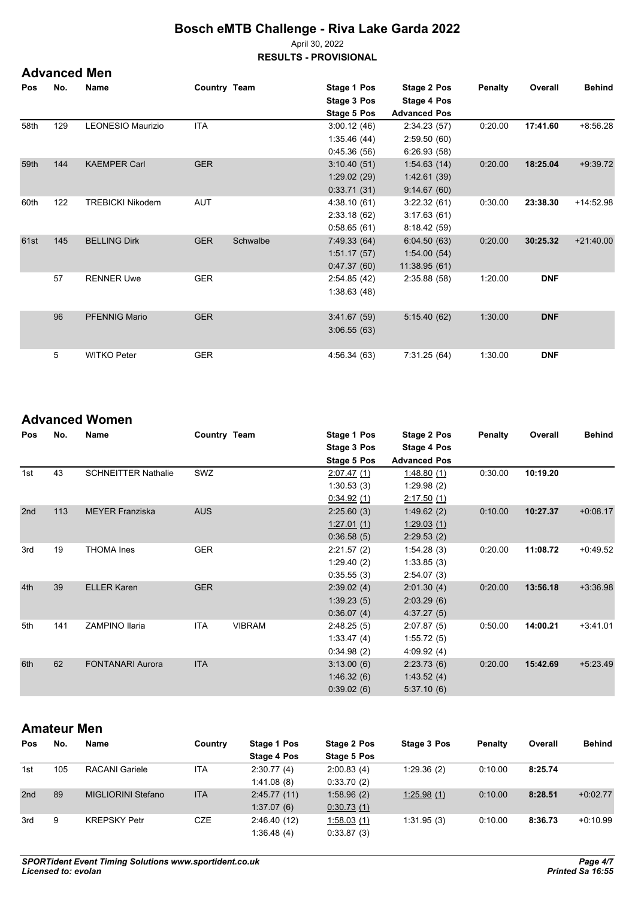# Bosch eMTB Challenge - Riva Lake Garda 2022

April 30, 2022

**RESULTS - PROVISIONAL**

## Advanced Men

| Pos | No. | Name | Country | Team | Stage 1 Pos / Stage 3 Pos / Stage 5 Pos | Stage 2 Pos / Stage 4 Pos / Advanced Pos | Penalty | Overall | Behind |
|---|---|---|---|---|---|---|---|---|---|
| 58th | 129 | LEONESIO Maurizio | ITA | | 3:00.12 (46)<br>1:35.46 (44)<br>0:45.36 (56) | 2:34.23 (57)<br>2:59.50 (60)<br>6:26.93 (58) | 0:20.00 | **17:41.60** | +8:56.28 |
| 59th | 144 | KAEMPER Carl | GER | | 3:10.40 (51)<br>1:29.02 (29)<br>0:33.71 (31) | 1:54.63 (14)<br>1:42.61 (39)<br>9:14.67 (60) | 0:20.00 | **18:25.04** | +9:39.72 |
| 60th | 122 | TREBICKI Nikodem | AUT | | 4:38.10 (61)<br>2:33.18 (62)<br>0:58.65 (61) | 3:22.32 (61)<br>3:17.63 (61)<br>8:18.42 (59) | 0:30.00 | **23:38.30** | +14:52.98 |
| 61st | 145 | BELLING Dirk | GER | Schwalbe | 7:49.33 (64)<br>1:51.17 (57)<br>0:47.37 (60) | 6:04.50 (63)<br>1:54.00 (54)<br>11:38.95 (61) | 0:20.00 | **30:25.32** | +21:40.00 |
| | 57 | RENNER Uwe | GER | | 2:54.85 (42)<br>1:38.63 (48) | 2:35.88 (58) | 1:20.00 | **DNF** | |
| | 96 | PFENNIG Mario | GER | | 3:41.67 (59)<br>3:06.55 (63) | 5:15.40 (62) | 1:30.00 | **DNF** | |
| | 5 | WITKO Peter | GER | | 4:56.34 (63) | 7:31.25 (64) | 1:30.00 | **DNF** | |

## Advanced Women

| Pos | No. | Name | Country | Team | Stage 1 Pos / Stage 3 Pos / Stage 5 Pos | Stage 2 Pos / Stage 4 Pos / Advanced Pos | Penalty | Overall | Behind |
|---|---|---|---|---|---|---|---|---|---|
| 1st | 43 | SCHNEITTER Nathalie | SWZ | | 2:07.47 (1)<br>1:30.53 (3)<br>0:34.92 (1) | 1:48.80 (1)<br>1:29.98 (2)<br>2:17.50 (1) | 0:30.00 | **10:19.20** | |
| 2nd | 113 | MEYER Franziska | AUS | | 2:25.60 (3)<br>1:27.01 (1)<br>0:36.58 (5) | 1:49.62 (2)<br>1:29.03 (1)<br>2:29.53 (2) | 0:10.00 | **10:27.37** | +0:08.17 |
| 3rd | 19 | THOMA Ines | GER | | 2:21.57 (2)<br>1:29.40 (2)<br>0:35.55 (3) | 1:54.28 (3)<br>1:33.85 (3)<br>2:54.07 (3) | 0:20.00 | **11:08.72** | +0:49.52 |
| 4th | 39 | ELLER Karen | GER | | 2:39.02 (4)<br>1:39.23 (5)<br>0:36.07 (4) | 2:01.30 (4)<br>2:03.29 (6)<br>4:37.27 (5) | 0:20.00 | **13:56.18** | +3:36.98 |
| 5th | 141 | ZAMPINO Ilaria | ITA | VIBRAM | 2:48.25 (5)<br>1:33.47 (4)<br>0:34.98 (2) | 2:07.87 (5)<br>1:55.72 (5)<br>4:09.92 (4) | 0:50.00 | **14:00.21** | +3:41.01 |
| 6th | 62 | FONTANARI Aurora | ITA | | 3:13.00 (6)<br>1:46.32 (6)<br>0:39.02 (6) | 2:23.73 (6)<br>1:43.52 (4)<br>5:37.10 (6) | 0:20.00 | **15:42.69** | +5:23.49 |

## Amateur Men

| Pos | No. | Name | Country | Stage 1 Pos / Stage 4 Pos | Stage 2 Pos / Stage 5 Pos | Stage 3 Pos | Penalty | Overall | Behind |
|---|---|---|---|---|---|---|---|---|---|
| 1st | 105 | RACANI Gariele | ITA | 2:30.77 (4)<br>1:41.08 (8) | 2:00.83 (4)<br>0:33.70 (2) | 1:29.36 (2) | 0:10.00 | **8:25.74** | |
| 2nd | 89 | MIGLIORINI Stefano | ITA | 2:45.77 (11)<br>1:37.07 (6) | 1:58.96 (2)<br>0:30.73 (1) | 1:25.98 (1) | 0:10.00 | **8:28.51** | +0:02.77 |
| 3rd | 9 | KREPSKY Petr | CZE | 2:46.40 (12)<br>1:36.48 (4) | 1:58.03 (1)<br>0:33.87 (3) | 1:31.95 (3) | 0:10.00 | **8:36.73** | +0:10.99 |

*SPORTident Event Timing Solutions www.sportident.co.uk*
*Licensed to: evolan*
*Printed Sa 16:55*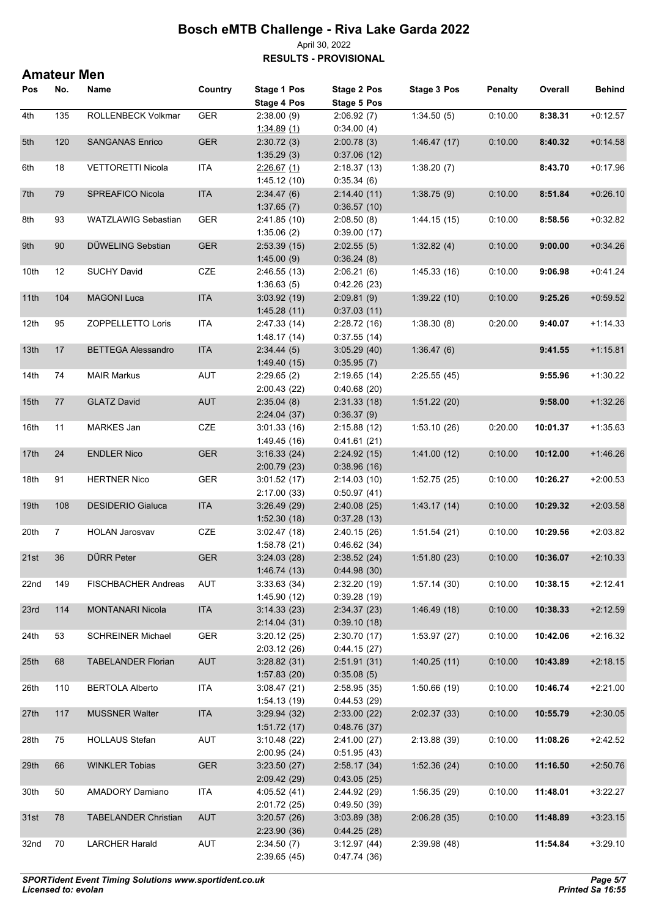# Bosch eMTB Challenge - Riva Lake Garda 2022

April 30, 2022

**RESULTS - PROVISIONAL**

## Amateur Men

| Pos | No. | Name | Country | Stage 1 Pos / Stage 4 Pos | Stage 2 Pos / Stage 5 Pos | Stage 3 Pos | Penalty | Overall | Behind |
|---|---|---|---|---|---|---|---|---|---|
| 4th | 135 | ROLLENBECK Volkmar | GER | 2:38.00 (9) / 1:34.89 (1) | 2:06.92 (7) / 0:34.00 (4) | 1:34.50 (5) | 0:10.00 | **8:38.31** | +0:12.57 |
| 5th | 120 | SANGANAS Enrico | GER | 2:30.72 (3) / 1:35.29 (3) | 2:00.78 (3) / 0:37.06 (12) | 1:46.47 (17) | 0:10.00 | **8:40.32** | +0:14.58 |
| 6th | 18 | VETTORETTI Nicola | ITA | 2:26.67 (1) / 1:45.12 (10) | 2:18.37 (13) / 0:35.34 (6) | 1:38.20 (7) | | **8:43.70** | +0:17.96 |
| 7th | 79 | SPREAFICO Nicola | ITA | 2:34.47 (6) / 1:37.65 (7) | 2:14.40 (11) / 0:36.57 (10) | 1:38.75 (9) | 0:10.00 | **8:51.84** | +0:26.10 |
| 8th | 93 | WATZLAWIG Sebastian | GER | 2:41.85 (10) / 1:35.06 (2) | 2:08.50 (8) / 0:39.00 (17) | 1:44.15 (15) | 0:10.00 | **8:58.56** | +0:32.82 |
| 9th | 90 | DÜWELING Sebstian | GER | 2:53.39 (15) / 1:45.00 (9) | 2:02.55 (5) / 0:36.24 (8) | 1:32.82 (4) | 0:10.00 | **9:00.00** | +0:34.26 |
| 10th | 12 | SUCHY David | CZE | 2:46.55 (13) / 1:36.63 (5) | 2:06.21 (6) / 0:42.26 (23) | 1:45.33 (16) | 0:10.00 | **9:06.98** | +0:41.24 |
| 11th | 104 | MAGONI Luca | ITA | 3:03.92 (19) / 1:45.28 (11) | 2:09.81 (9) / 0:37.03 (11) | 1:39.22 (10) | 0:10.00 | **9:25.26** | +0:59.52 |
| 12th | 95 | ZOPPELLETTO Loris | ITA | 2:47.33 (14) / 1:48.17 (14) | 2:28.72 (16) / 0:37.55 (14) | 1:38.30 (8) | 0:20.00 | **9:40.07** | +1:14.33 |
| 13th | 17 | BETTEGA Alessandro | ITA | 2:34.44 (5) / 1:49.40 (15) | 3:05.29 (40) / 0:35.95 (7) | 1:36.47 (6) | | **9:41.55** | +1:15.81 |
| 14th | 74 | MAIR Markus | AUT | 2:29.65 (2) / 2:00.43 (22) | 2:19.65 (14) / 0:40.68 (20) | 2:25.55 (45) | | **9:55.96** | +1:30.22 |
| 15th | 77 | GLATZ David | AUT | 2:35.04 (8) / 2:24.04 (37) | 2:31.33 (18) / 0:36.37 (9) | 1:51.22 (20) | | **9:58.00** | +1:32.26 |
| 16th | 11 | MARKES Jan | CZE | 3:01.33 (16) / 1:49.45 (16) | 2:15.88 (12) / 0:41.61 (21) | 1:53.10 (26) | 0:20.00 | **10:01.37** | +1:35.63 |
| 17th | 24 | ENDLER Nico | GER | 3:16.33 (24) / 2:00.79 (23) | 2:24.92 (15) / 0:38.96 (16) | 1:41.00 (12) | 0:10.00 | **10:12.00** | +1:46.26 |
| 18th | 91 | HERTNER Nico | GER | 3:01.52 (17) / 2:17.00 (33) | 2:14.03 (10) / 0:50.97 (41) | 1:52.75 (25) | 0:10.00 | **10:26.27** | +2:00.53 |
| 19th | 108 | DESIDERIO Gialuca | ITA | 3:26.49 (29) / 1:52.30 (18) | 2:40.08 (25) / 0:37.28 (13) | 1:43.17 (14) | 0:10.00 | **10:29.32** | +2:03.58 |
| 20th | 7 | HOLAN Jarosvav | CZE | 3:02.47 (18) / 1:58.78 (21) | 2:40.15 (26) / 0:46.62 (34) | 1:51.54 (21) | 0:10.00 | **10:29.56** | +2:03.82 |
| 21st | 36 | DÜRR Peter | GER | 3:24.03 (28) / 1:46.74 (13) | 2:38.52 (24) / 0:44.98 (30) | 1:51.80 (23) | 0:10.00 | **10:36.07** | +2:10.33 |
| 22nd | 149 | FISCHBACHER Andreas | AUT | 3:33.63 (34) / 1:45.90 (12) | 2:32.20 (19) / 0:39.28 (19) | 1:57.14 (30) | 0:10.00 | **10:38.15** | +2:12.41 |
| 23rd | 114 | MONTANARI Nicola | ITA | 3:14.33 (23) / 2:14.04 (31) | 2:34.37 (23) / 0:39.10 (18) | 1:46.49 (18) | 0:10.00 | **10:38.33** | +2:12.59 |
| 24th | 53 | SCHREINER Michael | GER | 3:20.12 (25) / 2:03.12 (26) | 2:30.70 (17) / 0:44.15 (27) | 1:53.97 (27) | 0:10.00 | **10:42.06** | +2:16.32 |
| 25th | 68 | TABELANDER Florian | AUT | 3:28.82 (31) / 1:57.83 (20) | 2:51.91 (31) / 0:35.08 (5) | 1:40.25 (11) | 0:10.00 | **10:43.89** | +2:18.15 |
| 26th | 110 | BERTOLA Alberto | ITA | 3:08.47 (21) / 1:54.13 (19) | 2:58.95 (35) / 0:44.53 (29) | 1:50.66 (19) | 0:10.00 | **10:46.74** | +2:21.00 |
| 27th | 117 | MUSSNER Walter | ITA | 3:29.94 (32) / 1:51.72 (17) | 2:33.00 (22) / 0:48.76 (37) | 2:02.37 (33) | 0:10.00 | **10:55.79** | +2:30.05 |
| 28th | 75 | HOLLAUS Stefan | AUT | 3:10.48 (22) / 2:00.95 (24) | 2:41.00 (27) / 0:51.95 (43) | 2:13.88 (39) | 0:10.00 | **11:08.26** | +2:42.52 |
| 29th | 66 | WINKLER Tobias | GER | 3:23.50 (27) / 2:09.42 (29) | 2:58.17 (34) / 0:43.05 (25) | 1:52.36 (24) | 0:10.00 | **11:16.50** | +2:50.76 |
| 30th | 50 | AMADORY Damiano | ITA | 4:05.52 (41) / 2:01.72 (25) | 2:44.92 (29) / 0:49.50 (39) | 1:56.35 (29) | 0:10.00 | **11:48.01** | +3:22.27 |
| 31st | 78 | TABELANDER Christian | AUT | 3:20.57 (26) / 2:23.90 (36) | 3:03.89 (38) / 0:44.25 (28) | 2:06.28 (35) | 0:10.00 | **11:48.89** | +3:23.15 |
| 32nd | 70 | LARCHER Harald | AUT | 2:34.50 (7) / 2:39.65 (45) | 3:12.97 (44) / 0:47.74 (36) | 2:39.98 (48) | | **11:54.84** | +3:29.10 |

*SPORTident Event Timing Solutions www.sportident.co.uk*
*Licensed to: evolan*

*Printed Sa 16:55*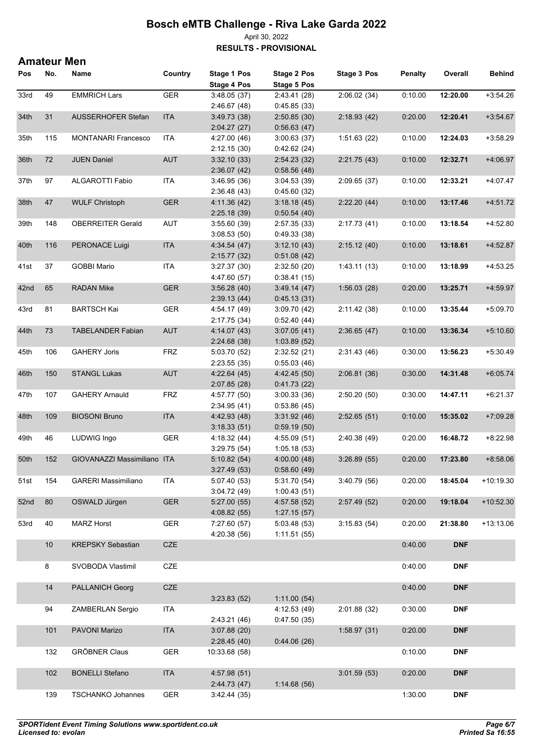# Bosch eMTB Challenge - Riva Lake Garda 2022

April 30, 2022

**RESULTS - PROVISIONAL**

## Amateur Men

| Pos | No. | Name | Country | Stage 1 Pos | Stage 2 Pos | Stage 3 Pos | Stage 4 Pos | Stage 5 Pos | Penalty | Overall | Behind |
|---|---|---|---|---|---|---|---|---|---|---|---|
| 33rd | 49 | EMMRICH Lars | GER | 3:48.05 (37) | 2:43.41 (28) | 2:06.02 (34) | 2:46.67 (48) | 0:45.85 (33) | 0:10.00 | **12:20.00** | +3:54.26 |
| 34th | 31 | AUSSERHOFER Stefan | ITA | 3:49.73 (38) | 2:50.85 (30) | 2:18.93 (42) | 2:04.27 (27) | 0:56.63 (47) | 0:20.00 | **12:20.41** | +3:54.67 |
| 35th | 115 | MONTANARI Francesco | ITA | 4:27.00 (46) | 3:00.63 (37) | 1:51.63 (22) | 2:12.15 (30) | 0:42.62 (24) | 0:10.00 | **12:24.03** | +3:58.29 |
| 36th | 72 | JUEN Daniel | AUT | 3:32.10 (33) | 2:54.23 (32) | 2:21.75 (43) | 2:36.07 (42) | 0:58.56 (48) | 0:10.00 | **12:32.71** | +4:06.97 |
| 37th | 97 | ALGAROTTI Fabio | ITA | 3:46.95 (36) | 3:04.53 (39) | 2:09.65 (37) | 2:36.48 (43) | 0:45.60 (32) | 0:10.00 | **12:33.21** | +4:07.47 |
| 38th | 47 | WULF Christoph | GER | 4:11.36 (42) | 3:18.18 (45) | 2:22.20 (44) | 2:25.18 (39) | 0:50.54 (40) | 0:10.00 | **13:17.46** | +4:51.72 |
| 39th | 148 | OBERREITER Gerald | AUT | 3:55.60 (39) | 2:57.35 (33) | 2:17.73 (41) | 3:08.53 (50) | 0:49.33 (38) | 0:10.00 | **13:18.54** | +4:52.80 |
| 40th | 116 | PERONACE Luigi | ITA | 4:34.54 (47) | 3:12.10 (43) | 2:15.12 (40) | 2:15.77 (32) | 0:51.08 (42) | 0:10.00 | **13:18.61** | +4:52.87 |
| 41st | 37 | GOBBI Mario | ITA | 3:27.37 (30) | 2:32.50 (20) | 1:43.11 (13) | 4:47.60 (57) | 0:38.41 (15) | 0:10.00 | **13:18.99** | +4:53.25 |
| 42nd | 65 | RADAN Mike | GER | 3:56.28 (40) | 3:49.14 (47) | 1:56.03 (28) | 2:39.13 (44) | 0:45.13 (31) | 0:20.00 | **13:25.71** | +4:59.97 |
| 43rd | 81 | BARTSCH Kai | GER | 4:54.17 (49) | 3:09.70 (42) | 2:11.42 (38) | 2:17.75 (34) | 0:52.40 (44) | 0:10.00 | **13:35.44** | +5:09.70 |
| 44th | 73 | TABELANDER Fabian | AUT | 4:14.07 (43) | 3:07.05 (41) | 2:36.65 (47) | 2:24.68 (38) | 1:03.89 (52) | 0:10.00 | **13:36.34** | +5:10.60 |
| 45th | 106 | GAHERY Joris | FRZ | 5:03.70 (52) | 2:32.52 (21) | 2:31.43 (46) | 2:23.55 (35) | 0:55.03 (46) | 0:30.00 | **13:56.23** | +5:30.49 |
| 46th | 150 | STANGL Lukas | AUT | 4:22.64 (45) | 4:42.45 (50) | 2:06.81 (36) | 2:07.85 (28) | 0:41.73 (22) | 0:30.00 | **14:31.48** | +6:05.74 |
| 47th | 107 | GAHERY Arnauld | FRZ | 4:57.77 (50) | 3:00.33 (36) | 2:50.20 (50) | 2:34.95 (41) | 0:53.86 (45) | 0:30.00 | **14:47.11** | +6:21.37 |
| 48th | 109 | BIOSONI Bruno | ITA | 4:42.93 (48) | 3:31.92 (46) | 2:52.65 (51) | 3:18.33 (51) | 0:59.19 (50) | 0:10.00 | **15:35.02** | +7:09.28 |
| 49th | 46 | LUDWIG Ingo | GER | 4:18.32 (44) | 4:55.09 (51) | 2:40.38 (49) | 3:29.75 (54) | 1:05.18 (53) | 0:20.00 | **16:48.72** | +8:22.98 |
| 50th | 152 | GIOVANAZZI Massimiliano | ITA | 5:10.82 (54) | 4:00.00 (48) | 3:26.89 (55) | 3:27.49 (53) | 0:58.60 (49) | 0:20.00 | **17:23.80** | +8:58.06 |
| 51st | 154 | GARERI Massimiliano | ITA | 5:07.40 (53) | 5:31.70 (54) | 3:40.79 (56) | 3:04.72 (49) | 1:00.43 (51) | 0:20.00 | **18:45.04** | +10:19.30 |
| 52nd | 80 | OSWALD Jürgen | GER | 5:27.00 (55) | 4:57.58 (52) | 2:57.49 (52) | 4:08.82 (55) | 1:27.15 (57) | 0:20.00 | **19:18.04** | +10:52.30 |
| 53rd | 40 | MARZ Horst | GER | 7:27.60 (57) | 5:03.48 (53) | 3:15.83 (54) | 4:20.38 (56) | 1:11.51 (55) | 0:20.00 | **21:38.80** | +13:13.06 |
| | 10 | KREPSKY Sebastian | CZE | | | | | | 0:40.00 | **DNF** | |
| | 8 | SVOBODA Vlastimil | CZE | | | | | | 0:40.00 | **DNF** | |
| | 14 | PALLANICH Georg | CZE | | | | 3:23.83 (52) | 1:11.00 (54) | 0:40.00 | **DNF** | |
| | 94 | ZAMBERLAN Sergio | ITA | | 4:12.53 (49) | 2:01.88 (32) | 2:43.21 (46) | 0:47.50 (35) | 0:30.00 | **DNF** | |
| | 101 | PAVONI Marizo | ITA | 3:07.88 (20) | | 1:58.97 (31) | 2:28.45 (40) | 0:44.06 (26) | 0:20.00 | **DNF** | |
| | 132 | GRÖBNER Claus | GER | 10:33.68 (58) | | | | | 0:10.00 | **DNF** | |
| | 102 | BONELLI Stefano | ITA | 4:57.98 (51) | | 3:01.59 (53) | 2:44.73 (47) | 1:14.68 (56) | 0:20.00 | **DNF** | |
| | 139 | TSCHANKO Johannes | GER | 3:42.44 (35) | | | | | 1:30.00 | **DNF** | |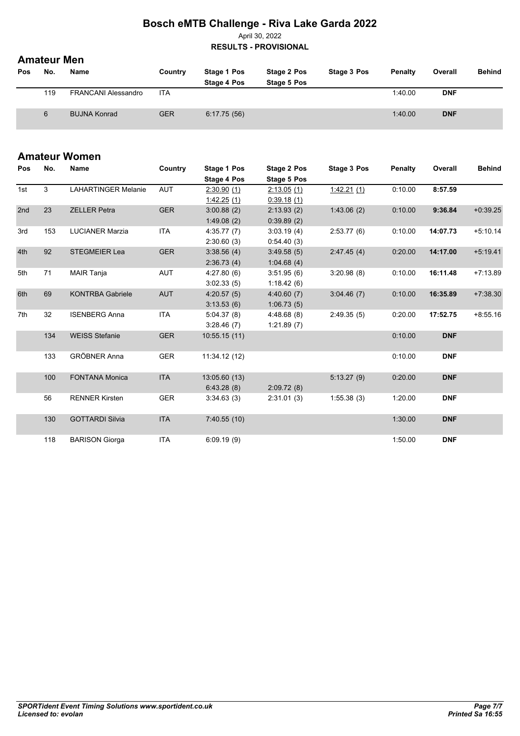# Bosch eMTB Challenge - Riva Lake Garda 2022

April 30, 2022

**RESULTS - PROVISIONAL**

## Amateur Men

| Pos | No. | Name | Country | Stage 1 Pos<br>Stage 4 Pos | Stage 2 Pos<br>Stage 5 Pos | Stage 3 Pos | Penalty | Overall | Behind |
|---|---|---|---|---|---|---|---|---|---|
| | 119 | FRANCANI Alessandro | ITA | | | | 1:40.00 | **DNF** | |
| | 6 | BUJNA Konrad | GER | 6:17.75 (56) | | | 1:40.00 | **DNF** | |

## Amateur Women

| Pos | No. | Name | Country | Stage 1 Pos<br>Stage 4 Pos | Stage 2 Pos<br>Stage 5 Pos | Stage 3 Pos | Penalty | Overall | Behind |
|---|---|---|---|---|---|---|---|---|---|
| 1st | 3 | LAHARTINGER Melanie | AUT | 2:30.90 (1)<br>1:42.25 (1) | 2:13.05 (1)<br>0:39.18 (1) | 1:42.21 (1) | 0:10.00 | **8:57.59** | |
| 2nd | 23 | ZELLER Petra | GER | 3:00.88 (2)<br>1:49.08 (2) | 2:13.93 (2)<br>0:39.89 (2) | 1:43.06 (2) | 0:10.00 | **9:36.84** | +0:39.25 |
| 3rd | 153 | LUCIANER Marzia | ITA | 4:35.77 (7)<br>2:30.60 (3) | 3:03.19 (4)<br>0:54.40 (3) | 2:53.77 (6) | 0:10.00 | **14:07.73** | +5:10.14 |
| 4th | 92 | STEGMEIER Lea | GER | 3:38.56 (4)<br>2:36.73 (4) | 3:49.58 (5)<br>1:04.68 (4) | 2:47.45 (4) | 0:20.00 | **14:17.00** | +5:19.41 |
| 5th | 71 | MAIR Tanja | AUT | 4:27.80 (6)<br>3:02.33 (5) | 3:51.95 (6)<br>1:18.42 (6) | 3:20.98 (8) | 0:10.00 | **16:11.48** | +7:13.89 |
| 6th | 69 | KONTRBA Gabriele | AUT | 4:20.57 (5)<br>3:13.53 (6) | 4:40.60 (7)<br>1:06.73 (5) | 3:04.46 (7) | 0:10.00 | **16:35.89** | +7:38.30 |
| 7th | 32 | ISENBERG Anna | ITA | 5:04.37 (8)<br>3:28.46 (7) | 4:48.68 (8)<br>1:21.89 (7) | 2:49.35 (5) | 0:20.00 | **17:52.75** | +8:55.16 |
| | 134 | WEISS Stefanie | GER | 10:55.15 (11) | | | 0:10.00 | **DNF** | |
| | 133 | GRÖBNER Anna | GER | 11:34.12 (12) | | | 0:10.00 | **DNF** | |
| | 100 | FONTANA Monica | ITA | 13:05.60 (13)<br>6:43.28 (8) | <br>2:09.72 (8) | 5:13.27 (9) | 0:20.00 | **DNF** | |
| | 56 | RENNER Kirsten | GER | 3:34.63 (3) | 2:31.01 (3) | 1:55.38 (3) | 1:20.00 | **DNF** | |
| | 130 | GOTTARDI Silvia | ITA | 7:40.55 (10) | | | 1:30.00 | **DNF** | |
| | 118 | BARISON Giorga | ITA | 6:09.19 (9) | | | 1:50.00 | **DNF** | |

*SPORTident Event Timing Solutions www.sportident.co.uk*
*Licensed to: evolan*

*Printed Sa 16:55*